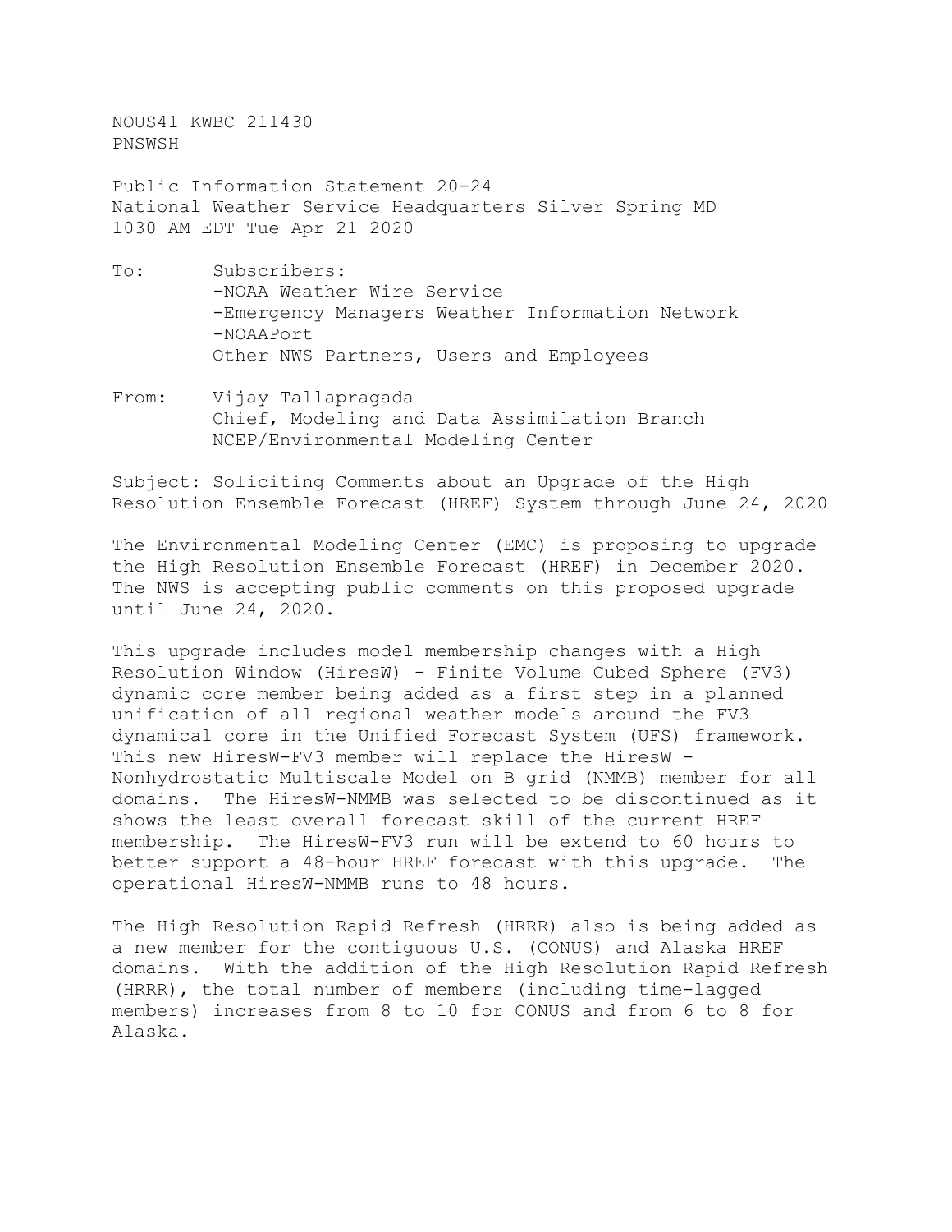NOUS41 KWBC 211430
PNSWSH

Public Information Statement 20-24
National Weather Service Headquarters Silver Spring MD
1030 AM EDT Tue Apr 21 2020

To: Subscribers:
-NOAA Weather Wire Service
-Emergency Managers Weather Information Network
-NOAAPort
Other NWS Partners, Users and Employees

From: Vijay Tallapragada
Chief, Modeling and Data Assimilation Branch
NCEP/Environmental Modeling Center

Subject: Soliciting Comments about an Upgrade of the High Resolution Ensemble Forecast (HREF) System through June 24, 2020

The Environmental Modeling Center (EMC) is proposing to upgrade the High Resolution Ensemble Forecast (HREF) in December 2020. The NWS is accepting public comments on this proposed upgrade until June 24, 2020.

This upgrade includes model membership changes with a High Resolution Window (HiresW) - Finite Volume Cubed Sphere (FV3) dynamic core member being added as a first step in a planned unification of all regional weather models around the FV3 dynamical core in the Unified Forecast System (UFS) framework. This new HiresW-FV3 member will replace the HiresW - Nonhydrostatic Multiscale Model on B grid (NMMB) member for all domains. The HiresW-NMMB was selected to be discontinued as it shows the least overall forecast skill of the current HREF membership. The HiresW-FV3 run will be extend to 60 hours to better support a 48-hour HREF forecast with this upgrade. The operational HiresW-NMMB runs to 48 hours.

The High Resolution Rapid Refresh (HRRR) also is being added as a new member for the contiguous U.S. (CONUS) and Alaska HREF domains. With the addition of the High Resolution Rapid Refresh (HRRR), the total number of members (including time-lagged members) increases from 8 to 10 for CONUS and from 6 to 8 for Alaska.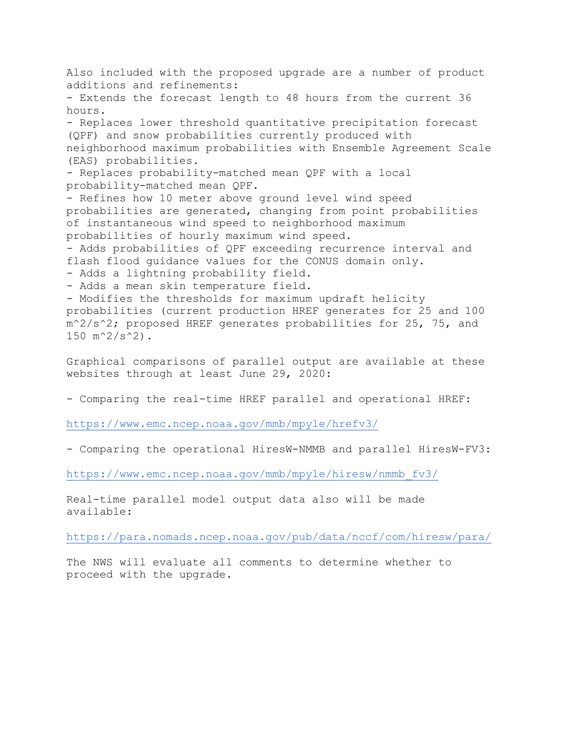Also included with the proposed upgrade are a number of product additions and refinements:

- Extends the forecast length to 48 hours from the current 36 hours.
- Replaces lower threshold quantitative precipitation forecast (QPF) and snow probabilities currently produced with neighborhood maximum probabilities with Ensemble Agreement Scale (EAS) probabilities.
- Replaces probability-matched mean QPF with a local probability-matched mean QPF.
- Refines how 10 meter above ground level wind speed probabilities are generated, changing from point probabilities of instantaneous wind speed to neighborhood maximum probabilities of hourly maximum wind speed.
- Adds probabilities of QPF exceeding recurrence interval and flash flood guidance values for the CONUS domain only.
- Adds a lightning probability field.
- Adds a mean skin temperature field.
- Modifies the thresholds for maximum updraft helicity probabilities (current production HREF generates for 25 and 100 $m^2/s^2$; proposed HREF generates probabilities for 25, 75, and 150 $m^2/s^2$).

Graphical comparisons of parallel output are available at these websites through at least June 29, 2020:

- Comparing the real-time HREF parallel and operational HREF:

https://www.emc.ncep.noaa.gov/mmb/mpyle/hrefv3/

- Comparing the operational HiresW-NMMB and parallel HiresW-FV3:

https://www.emc.ncep.noaa.gov/mmb/mpyle/hiresw/nmmb_fv3/

Real-time parallel model output data also will be made available:

https://para.nomads.ncep.noaa.gov/pub/data/nccf/com/hiresw/para/

The NWS will evaluate all comments to determine whether to proceed with the upgrade.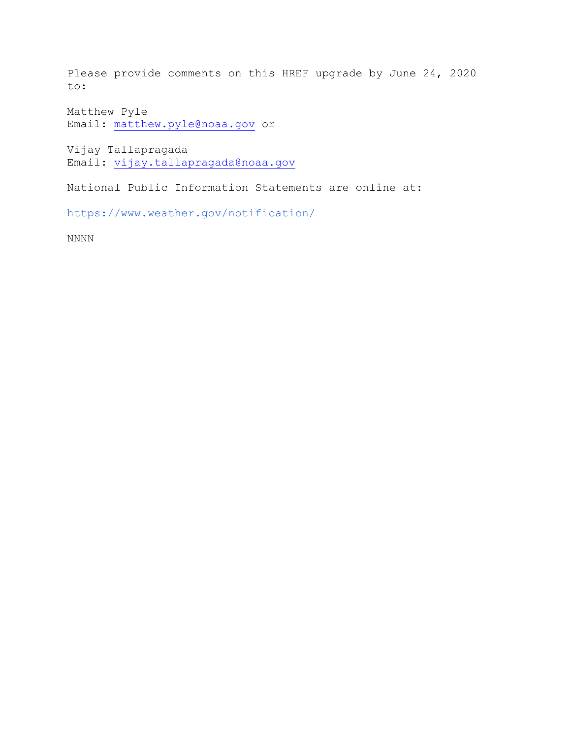Please provide comments on this HREF upgrade by June 24, 2020 to:

Matthew Pyle
Email: matthew.pyle@noaa.gov or

Vijay Tallapragada
Email: vijay.tallapragada@noaa.gov

National Public Information Statements are online at:

https://www.weather.gov/notification/

NNNN